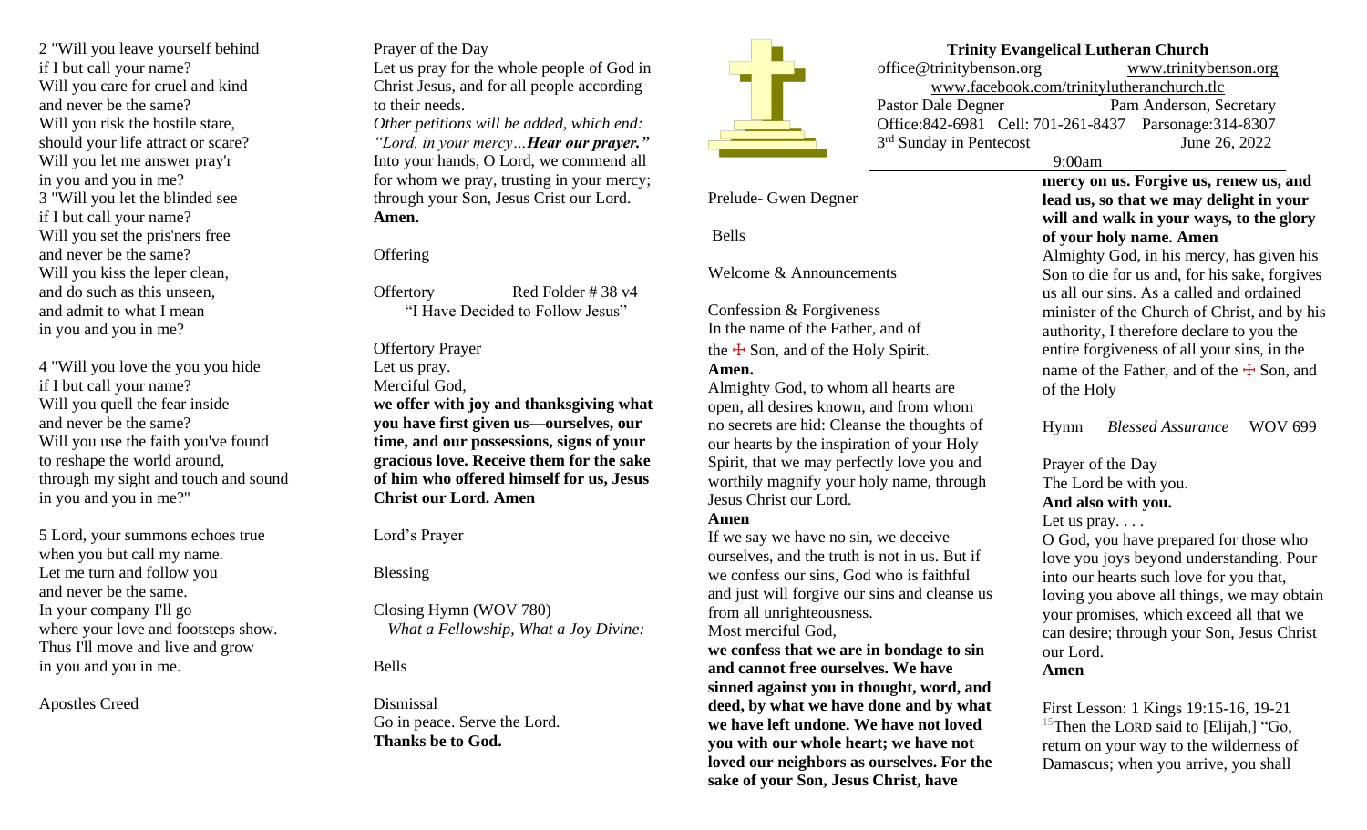2 "Will you leave yourself behind
if I but call your name?
Will you care for cruel and kind
and never be the same?
Will you risk the hostile stare,
should your life attract or scare?
Will you let me answer pray'r
in you and you in me?
3 "Will you let the blinded see
if I but call your name?
Will you set the pris'ners free
and never be the same?
Will you kiss the leper clean,
and do such as this unseen,
and admit to what I mean
in you and you in me?

4 "Will you love the you you hide
if I but call your name?
Will you quell the fear inside
and never be the same?
Will you use the faith you've found
to reshape the world around,
through my sight and touch and sound
in you and you in me?"

5 Lord, your summons echoes true
when you but call my name.
Let me turn and follow you
and never be the same.
In your company I'll go
where your love and footsteps show.
Thus I'll move and live and grow
in you and you in me.

Apostles Creed

Prayer of the Day
Let us pray for the whole people of God in Christ Jesus, and for all people according to their needs.
*Other petitions will be added, which end: "Lord, in your mercy…**Hear our prayer.**"*
Into your hands, O Lord, we commend all for whom we pray, trusting in your mercy; through your Son, Jesus Crist our Lord.
**Amen.**

Offering

Offertory Red Folder # 38 v4
"I Have Decided to Follow Jesus"

Offertory Prayer
Let us pray.
Merciful God,
**we offer with joy and thanksgiving what you have first given us—ourselves, our time, and our possessions, signs of your gracious love. Receive them for the sake of him who offered himself for us, Jesus Christ our Lord. Amen**

Lord's Prayer

Blessing

Closing Hymn (WOV 780)
*What a Fellowship, What a Joy Divine:*

Bells

Dismissal
Go in peace. Serve the Lord.
**Thanks be to God.**

**Trinity Evangelical Lutheran Church**
office@trinitybenson.org www.trinitybenson.org
www.facebook.com/trinitylutheranchurch.tlc
Pastor Dale Degner Pam Anderson, Secretary
Office:842-6981 Cell: 701-261-8437 Parsonage:314-8307
3rd Sunday in Pentecost June 26, 2022
9:00am

Prelude- Gwen Degner

Bells

Welcome & Announcements

Confession & Forgiveness
In the name of the Father, and of the ☩ Son, and of the Holy Spirit.
**Amen.**
Almighty God, to whom all hearts are open, all desires known, and from whom no secrets are hid: Cleanse the thoughts of our hearts by the inspiration of your Holy Spirit, that we may perfectly love you and worthily magnify your holy name, through Jesus Christ our Lord.
**Amen**
If we say we have no sin, we deceive ourselves, and the truth is not in us. But if we confess our sins, God who is faithful and just will forgive our sins and cleanse us from all unrighteousness.
Most merciful God,
**we confess that we are in bondage to sin and cannot free ourselves. We have sinned against you in thought, word, and deed, by what we have done and by what we have left undone. We have not loved you with our whole heart; we have not loved our neighbors as ourselves. For the sake of your Son, Jesus Christ, have mercy on us. Forgive us, renew us, and lead us, so that we may delight in your will and walk in your ways, to the glory of your holy name. Amen**
Almighty God, in his mercy, has given his Son to die for us and, for his sake, forgives us all our sins. As a called and ordained minister of the Church of Christ, and by his authority, I therefore declare to you the entire forgiveness of all your sins, in the name of the Father, and of the ☩ Son, and of the Holy

Hymn *Blessed Assurance* WOV 699

Prayer of the Day
The Lord be with you.
**And also with you.**
Let us pray. . . .
O God, you have prepared for those who love you joys beyond understanding. Pour into our hearts such love for you that, loving you above all things, we may obtain your promises, which exceed all that we can desire; through your Son, Jesus Christ our Lord.
**Amen**

First Lesson: 1 Kings 19:15-16, 19-21
[15]Then the LORD said to [Elijah,] "Go, return on your way to the wilderness of Damascus; when you arrive, you shall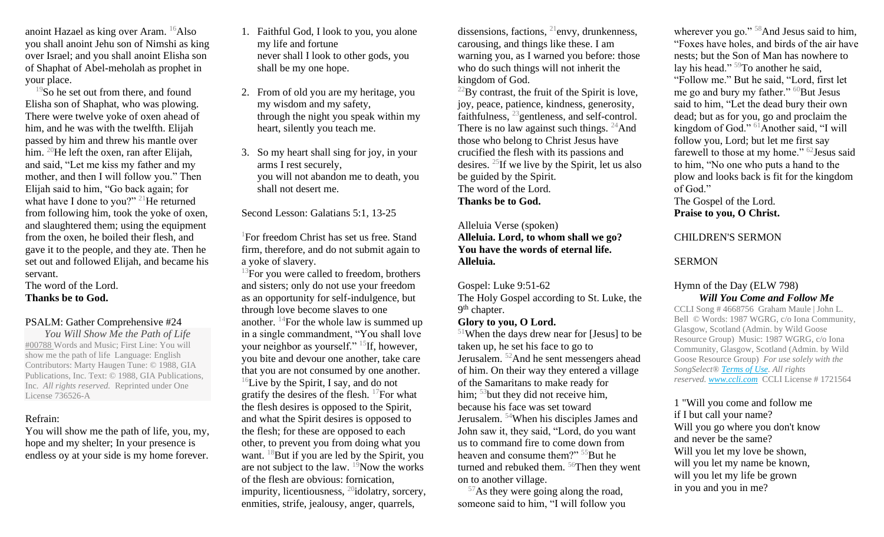anoint Hazael as king over Aram. [16]Also you shall anoint Jehu son of Nimshi as king over Israel; and you shall anoint Elisha son of Shaphat of Abel-meholah as prophet in your place.

[19]So he set out from there, and found Elisha son of Shaphat, who was plowing. There were twelve yoke of oxen ahead of him, and he was with the twelfth. Elijah passed by him and threw his mantle over him. [20]He left the oxen, ran after Elijah, and said, "Let me kiss my father and my mother, and then I will follow you." Then Elijah said to him, "Go back again; for what have I done to you?" [21]He returned from following him, took the yoke of oxen, and slaughtered them; using the equipment from the oxen, he boiled their flesh, and gave it to the people, and they ate. Then he set out and followed Elijah, and became his servant.

The word of the Lord.

**Thanks be to God.**

PSALM: Gather Comprehensive #24

*You Will Show Me the Path of Life*

#00788 Words and Music; First Line: You will show me the path of life Language: English Contributors: Marty Haugen Tune: © 1988, GIA Publications, Inc. Text: © 1988, GIA Publications, Inc. *All rights reserved.* Reprinted under One License 736526-A

Refrain:

You will show me the path of life, you, my, hope and my shelter; In your presence is endless oy at your side is my home forever.

1. Faithful God, I look to you, you alone my life and fortune
   never shall I look to other gods, you shall be my one hope.

2. From of old you are my heritage, you my wisdom and my safety,
   through the night you speak within my heart, silently you teach me.

3. So my heart shall sing for joy, in your arms I rest securely,
   you will not abandon me to death, you shall not desert me.

Second Lesson: Galatians 5:1, 13-25

[1]For freedom Christ has set us free. Stand firm, therefore, and do not submit again to a yoke of slavery.

[13]For you were called to freedom, brothers and sisters; only do not use your freedom as an opportunity for self-indulgence, but through love become slaves to one another. [14]For the whole law is summed up in a single commandment, "You shall love your neighbor as yourself." [15]If, however, you bite and devour one another, take care that you are not consumed by one another.

[16]Live by the Spirit, I say, and do not gratify the desires of the flesh. [17]For what the flesh desires is opposed to the Spirit, and what the Spirit desires is opposed to the flesh; for these are opposed to each other, to prevent you from doing what you want. [18]But if you are led by the Spirit, you are not subject to the law. [19]Now the works of the flesh are obvious: fornication, impurity, licentiousness, [20]idolatry, sorcery, enmities, strife, jealousy, anger, quarrels, dissensions, factions, [21]envy, drunkenness, carousing, and things like these. I am warning you, as I warned you before: those who do such things will not inherit the kingdom of God.

[22]By contrast, the fruit of the Spirit is love, joy, peace, patience, kindness, generosity, faithfulness, [23]gentleness, and self-control. There is no law against such things. [24]And those who belong to Christ Jesus have crucified the flesh with its passions and desires. [25]If we live by the Spirit, let us also be guided by the Spirit.

The word of the Lord.

**Thanks be to God.**

Alleluia Verse (spoken)

**Alleluia. Lord, to whom shall we go? You have the words of eternal life. Alleluia.**

Gospel: Luke 9:51-62

The Holy Gospel according to St. Luke, the 9th chapter.

**Glory to you, O Lord.**

[51]When the days drew near for [Jesus] to be taken up, he set his face to go to Jerusalem. [52]And he sent messengers ahead of him. On their way they entered a village of the Samaritans to make ready for him; [53]but they did not receive him, because his face was set toward Jerusalem. [54]When his disciples James and John saw it, they said, "Lord, do you want us to command fire to come down from heaven and consume them?" [55]But he turned and rebuked them. [56]Then they went on to another village.

[57]As they were going along the road, someone said to him, "I will follow you wherever you go." [58]And Jesus said to him, "Foxes have holes, and birds of the air have nests; but the Son of Man has nowhere to lay his head." [59]To another he said, "Follow me." But he said, "Lord, first let me go and bury my father." [60]But Jesus said to him, "Let the dead bury their own dead; but as for you, go and proclaim the kingdom of God." [61]Another said, "I will follow you, Lord; but let me first say farewell to those at my home." [62]Jesus said to him, "No one who puts a hand to the plow and looks back is fit for the kingdom of God."

The Gospel of the Lord.

**Praise to you, O Christ.**

CHILDREN'S SERMON

SERMON

Hymn of the Day (ELW 798)

***Will You Come and Follow Me***

CCLI Song # 4668756 Graham Maule | John L. Bell © Words: 1987 WGRG, c/o Iona Community, Glasgow, Scotland (Admin. by Wild Goose Resource Group) Music: 1987 WGRG, c/o Iona Community, Glasgow, Scotland (Admin. by Wild Goose Resource Group) *For use solely with the SongSelect® Terms of Use. All rights reserved. www.ccli.com* CCLI License # 1721564

1 "Will you come and follow me
if I but call your name?
Will you go where you don't know
and never be the same?
Will you let my love be shown,
will you let my name be known,
will you let my life be grown
in you and you in me?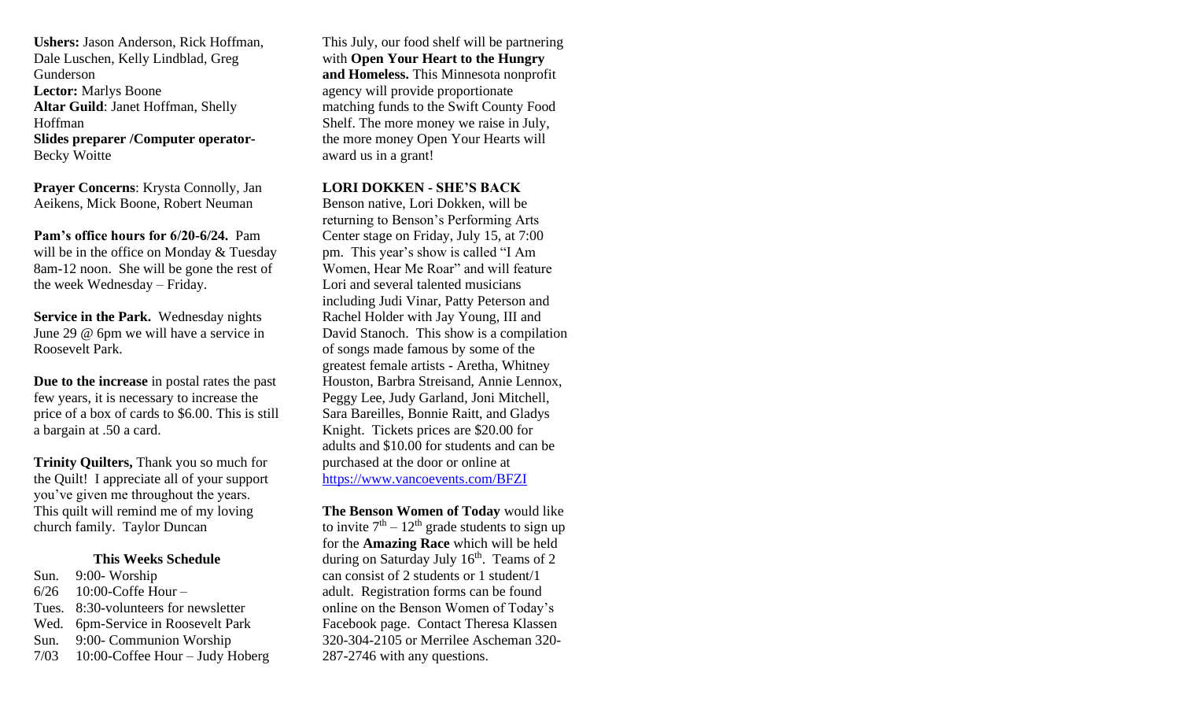**Ushers:** Jason Anderson, Rick Hoffman, Dale Luschen, Kelly Lindblad, Greg Gunderson
**Lector:** Marlys Boone
**Altar Guild**: Janet Hoffman, Shelly Hoffman
**Slides preparer /Computer operator-** Becky Woitte

**Prayer Concerns**: Krysta Connolly, Jan Aeikens, Mick Boone, Robert Neuman

**Pam's office hours for 6/20-6/24.** Pam will be in the office on Monday & Tuesday 8am-12 noon. She will be gone the rest of the week Wednesday – Friday.

**Service in the Park.** Wednesday nights June 29 @ 6pm we will have a service in Roosevelt Park.

**Due to the increase** in postal rates the past few years, it is necessary to increase the price of a box of cards to $6.00. This is still a bargain at .50 a card.

**Trinity Quilters,** Thank you so much for the Quilt! I appreciate all of your support you've given me throughout the years. This quilt will remind me of my loving church family. Taylor Duncan

**This Weeks Schedule**

| | |
|---|---|
| Sun. | 9:00- Worship |
| 6/26 | 10:00-Coffe Hour – |
| Tues. | 8:30-volunteers for newsletter |
| Wed. | 6pm-Service in Roosevelt Park |
| Sun. | 9:00- Communion Worship |
| 7/03 | 10:00-Coffee Hour – Judy Hoberg |

This July, our food shelf will be partnering with **Open Your Heart to the Hungry and Homeless.** This Minnesota nonprofit agency will provide proportionate matching funds to the Swift County Food Shelf. The more money we raise in July, the more money Open Your Hearts will award us in a grant!

**LORI DOKKEN - SHE'S BACK**

Benson native, Lori Dokken, will be returning to Benson's Performing Arts Center stage on Friday, July 15, at 7:00 pm. This year's show is called "I Am Women, Hear Me Roar" and will feature Lori and several talented musicians including Judi Vinar, Patty Peterson and Rachel Holder with Jay Young, III and David Stanoch. This show is a compilation of songs made famous by some of the greatest female artists - Aretha, Whitney Houston, Barbra Streisand, Annie Lennox, Peggy Lee, Judy Garland, Joni Mitchell, Sara Bareilles, Bonnie Raitt, and Gladys Knight. Tickets prices are $20.00 for adults and $10.00 for students and can be purchased at the door or online at https://www.vancoevents.com/BFZI

**The Benson Women of Today** would like to invite 7th – 12th grade students to sign up for the **Amazing Race** which will be held during on Saturday July 16th. Teams of 2 can consist of 2 students or 1 student/1 adult. Registration forms can be found online on the Benson Women of Today's Facebook page. Contact Theresa Klassen 320-304-2105 or Merrilee Ascheman 320-287-2746 with any questions.